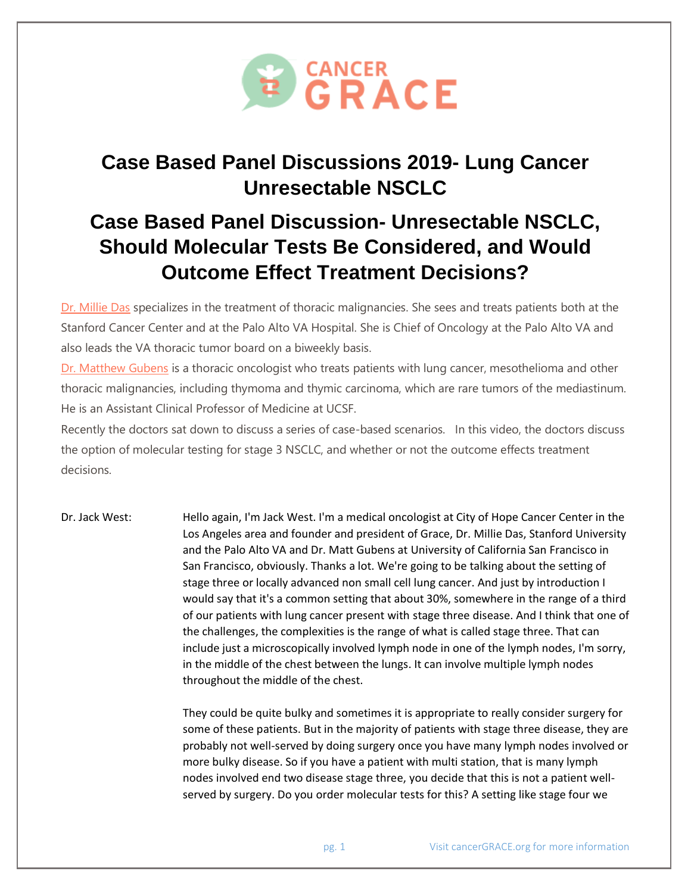# Case Based Panel Discussions 2019- Lung Cancer Unresectable NSCLC

## Case Based Panel Discussion- Unresectable NSCLC, Should Molecular Tests Be Considered, and Would Outcome Effect Treatment Decisions?

Dr. Millie Das specializes in the treatment of thoracic malignancies. She sees and treats patients both at the Stanford Cancer Center and at the Palo Alto VA Hospital. She is Chief of Oncology at the Palo Alto VA and also leads the VA thoracic tumor board on a biweekly basis.

Dr. Matthew Gubens is a thoracic oncologist who treats patients with lung cancer, mesothelioma and other thoracic malignancies, including thymoma and thymic carcinoma, which are rare tumors of the mediastinum. He is an Assistant Clinical Professor of Medicine at UCSF.

Recently the doctors sat down to discuss a series of case-based scenarios. In this video, the doctors discuss the option of molecular testing for stage 3 NSCLC, and whether or not the outcome effects treatment decisions.

**Dr. Jack West:** Hello again, I'm Jack West. I'm a medical oncologist at City of Hope Cancer Center in the Los Angeles area and founder and president of Grace, Dr. Millie Das, Stanford University and the Palo Alto VA and Dr. Matt Gubens at University of California San Francisco in San Francisco, obviously. Thanks a lot. We're going to be talking about the setting of stage three or locally advanced non small cell lung cancer. And just by introduction I would say that it's a common setting that about 30%, somewhere in the range of a third of our patients with lung cancer present with stage three disease. And I think that one of the challenges, the complexities is the range of what is called stage three. That can include just a microscopically involved lymph node in one of the lymph nodes, I'm sorry, in the middle of the chest between the lungs. It can involve multiple lymph nodes throughout the middle of the chest.

They could be quite bulky and sometimes it is appropriate to really consider surgery for some of these patients. But in the majority of patients with stage three disease, they are probably not well-served by doing surgery once you have many lymph nodes involved or more bulky disease. So if you have a patient with multi station, that is many lymph nodes involved end two disease stage three, you decide that this is not a patient well-served by surgery. Do you order molecular tests for this? A setting like stage four we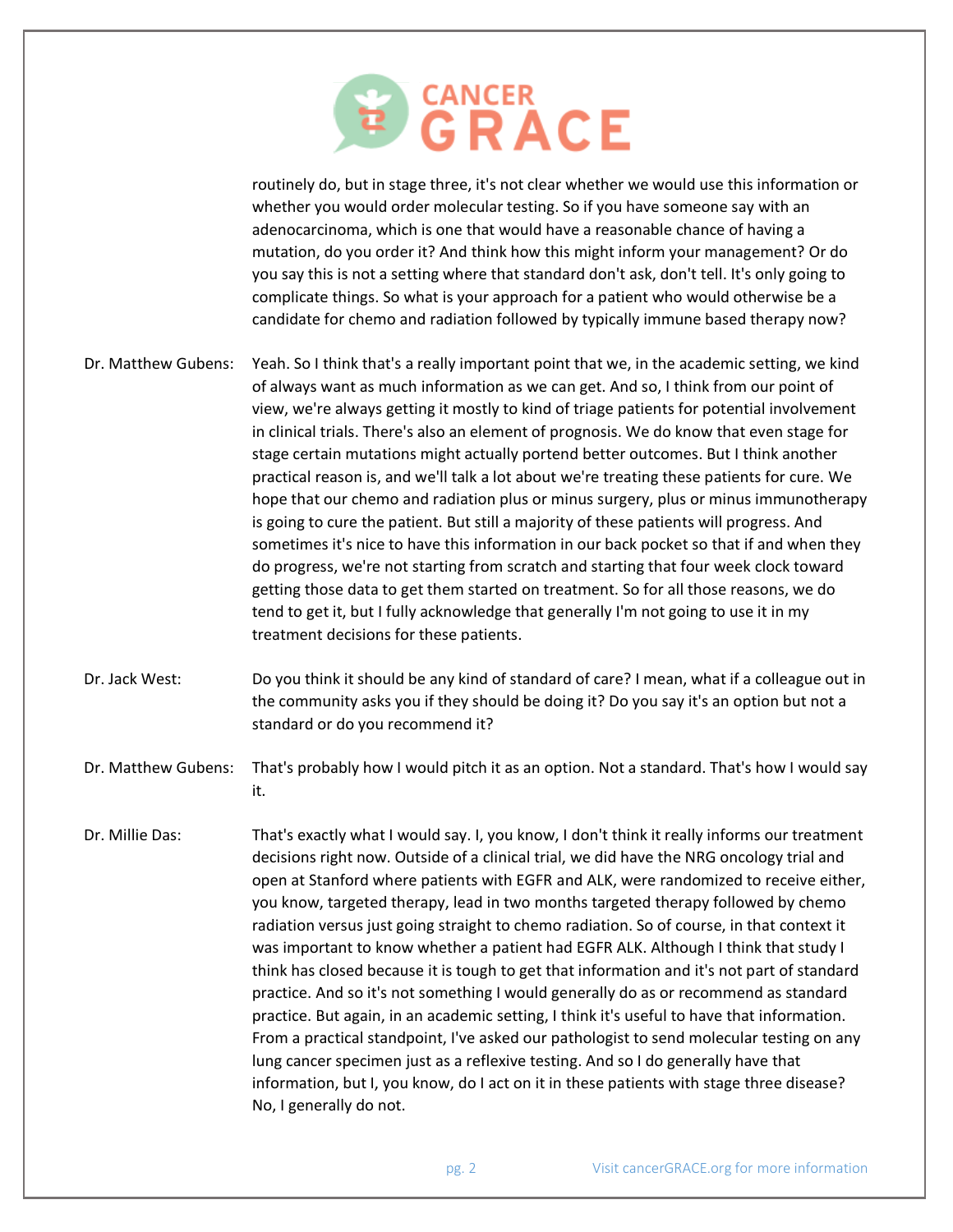routinely do, but in stage three, it's not clear whether we would use this information or whether you would order molecular testing. So if you have someone say with an adenocarcinoma, which is one that would have a reasonable chance of having a mutation, do you order it? And think how this might inform your management? Or do you say this is not a setting where that standard don't ask, don't tell. It's only going to complicate things. So what is your approach for a patient who would otherwise be a candidate for chemo and radiation followed by typically immune based therapy now?

Dr. Matthew Gubens: Yeah. So I think that's a really important point that we, in the academic setting, we kind of always want as much information as we can get. And so, I think from our point of view, we're always getting it mostly to kind of triage patients for potential involvement in clinical trials. There's also an element of prognosis. We do know that even stage for stage certain mutations might actually portend better outcomes. But I think another practical reason is, and we'll talk a lot about we're treating these patients for cure. We hope that our chemo and radiation plus or minus surgery, plus or minus immunotherapy is going to cure the patient. But still a majority of these patients will progress. And sometimes it's nice to have this information in our back pocket so that if and when they do progress, we're not starting from scratch and starting that four week clock toward getting those data to get them started on treatment. So for all those reasons, we do tend to get it, but I fully acknowledge that generally I'm not going to use it in my treatment decisions for these patients.

Dr. Jack West: Do you think it should be any kind of standard of care? I mean, what if a colleague out in the community asks you if they should be doing it? Do you say it's an option but not a standard or do you recommend it?

Dr. Matthew Gubens: That's probably how I would pitch it as an option. Not a standard. That's how I would say it.

Dr. Millie Das: That's exactly what I would say. I, you know, I don't think it really informs our treatment decisions right now. Outside of a clinical trial, we did have the NRG oncology trial and open at Stanford where patients with EGFR and ALK, were randomized to receive either, you know, targeted therapy, lead in two months targeted therapy followed by chemo radiation versus just going straight to chemo radiation. So of course, in that context it was important to know whether a patient had EGFR ALK. Although I think that study I think has closed because it is tough to get that information and it's not part of standard practice. And so it's not something I would generally do as or recommend as standard practice. But again, in an academic setting, I think it's useful to have that information. From a practical standpoint, I've asked our pathologist to send molecular testing on any lung cancer specimen just as a reflexive testing. And so I do generally have that information, but I, you know, do I act on it in these patients with stage three disease? No, I generally do not.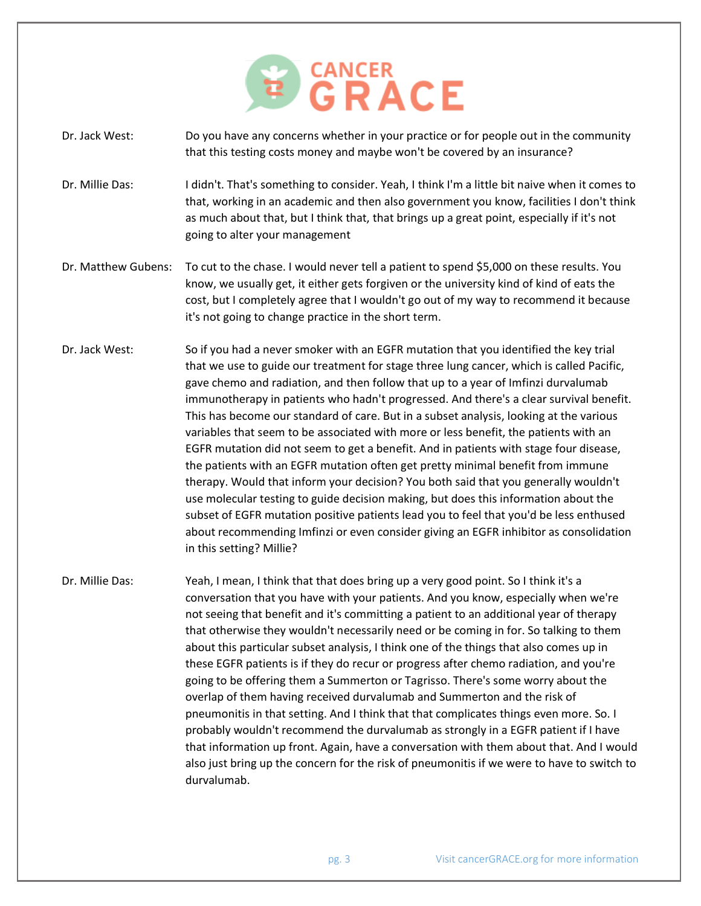**Dr. Jack West:** Do you have any concerns whether in your practice or for people out in the community that this testing costs money and maybe won't be covered by an insurance?

**Dr. Millie Das:** I didn't. That's something to consider. Yeah, I think I'm a little bit naive when it comes to that, working in an academic and then also government you know, facilities I don't think as much about that, but I think that, that brings up a great point, especially if it's not going to alter your management

**Dr. Matthew Gubens:** To cut to the chase. I would never tell a patient to spend $5,000 on these results. You know, we usually get, it either gets forgiven or the university kind of kind of eats the cost, but I completely agree that I wouldn't go out of my way to recommend it because it's not going to change practice in the short term.

**Dr. Jack West:** So if you had a never smoker with an EGFR mutation that you identified the key trial that we use to guide our treatment for stage three lung cancer, which is called Pacific, gave chemo and radiation, and then follow that up to a year of Imfinzi durvalumab immunotherapy in patients who hadn't progressed. And there's a clear survival benefit. This has become our standard of care. But in a subset analysis, looking at the various variables that seem to be associated with more or less benefit, the patients with an EGFR mutation did not seem to get a benefit. And in patients with stage four disease, the patients with an EGFR mutation often get pretty minimal benefit from immune therapy. Would that inform your decision? You both said that you generally wouldn't use molecular testing to guide decision making, but does this information about the subset of EGFR mutation positive patients lead you to feel that you'd be less enthused about recommending Imfinzi or even consider giving an EGFR inhibitor as consolidation in this setting? Millie?

**Dr. Millie Das:** Yeah, I mean, I think that that does bring up a very good point. So I think it's a conversation that you have with your patients. And you know, especially when we're not seeing that benefit and it's committing a patient to an additional year of therapy that otherwise they wouldn't necessarily need or be coming in for. So talking to them about this particular subset analysis, I think one of the things that also comes up in these EGFR patients is if they do recur or progress after chemo radiation, and you're going to be offering them a Summerton or Tagrisso. There's some worry about the overlap of them having received durvalumab and Summerton and the risk of pneumonitis in that setting. And I think that that complicates things even more. So. I probably wouldn't recommend the durvalumab as strongly in a EGFR patient if I have that information up front. Again, have a conversation with them about that. And I would also just bring up the concern for the risk of pneumonitis if we were to have to switch to durvalumab.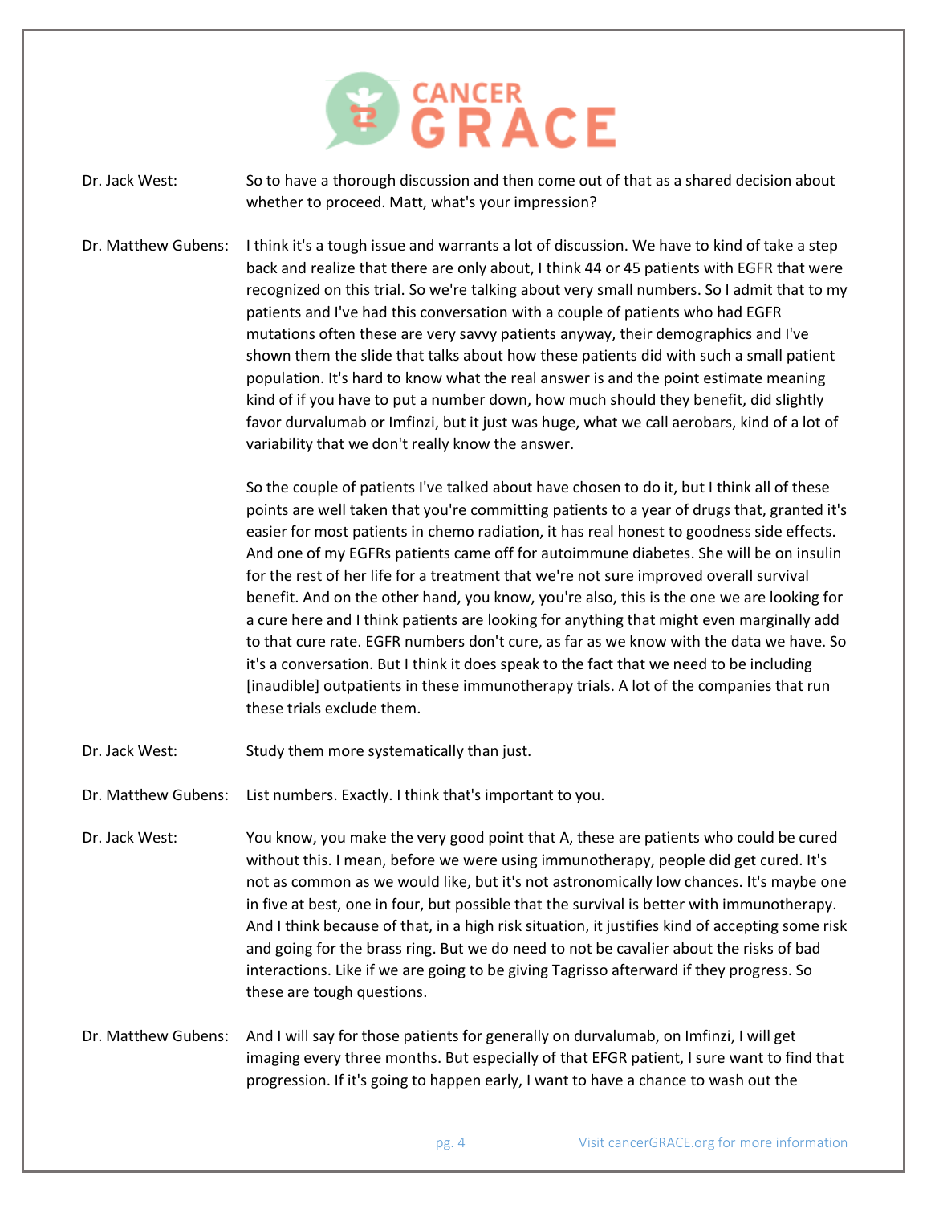Dr. Jack West: So to have a thorough discussion and then come out of that as a shared decision about whether to proceed. Matt, what's your impression?

Dr. Matthew Gubens: I think it's a tough issue and warrants a lot of discussion. We have to kind of take a step back and realize that there are only about, I think 44 or 45 patients with EGFR that were recognized on this trial. So we're talking about very small numbers. So I admit that to my patients and I've had this conversation with a couple of patients who had EGFR mutations often these are very savvy patients anyway, their demographics and I've shown them the slide that talks about how these patients did with such a small patient population. It's hard to know what the real answer is and the point estimate meaning kind of if you have to put a number down, how much should they benefit, did slightly favor durvalumab or Imfinzi, but it just was huge, what we call aerobars, kind of a lot of variability that we don't really know the answer.

So the couple of patients I've talked about have chosen to do it, but I think all of these points are well taken that you're committing patients to a year of drugs that, granted it's easier for most patients in chemo radiation, it has real honest to goodness side effects. And one of my EGFRs patients came off for autoimmune diabetes. She will be on insulin for the rest of her life for a treatment that we're not sure improved overall survival benefit. And on the other hand, you know, you're also, this is the one we are looking for a cure here and I think patients are looking for anything that might even marginally add to that cure rate. EGFR numbers don't cure, as far as we know with the data we have. So it's a conversation. But I think it does speak to the fact that we need to be including [inaudible] outpatients in these immunotherapy trials. A lot of the companies that run these trials exclude them.

Dr. Jack West: Study them more systematically than just.

Dr. Matthew Gubens: List numbers. Exactly. I think that's important to you.

Dr. Jack West: You know, you make the very good point that A, these are patients who could be cured without this. I mean, before we were using immunotherapy, people did get cured. It's not as common as we would like, but it's not astronomically low chances. It's maybe one in five at best, one in four, but possible that the survival is better with immunotherapy. And I think because of that, in a high risk situation, it justifies kind of accepting some risk and going for the brass ring. But we do need to not be cavalier about the risks of bad interactions. Like if we are going to be giving Tagrisso afterward if they progress. So these are tough questions.

Dr. Matthew Gubens: And I will say for those patients for generally on durvalumab, on Imfinzi, I will get imaging every three months. But especially of that EFGR patient, I sure want to find that progression. If it's going to happen early, I want to have a chance to wash out the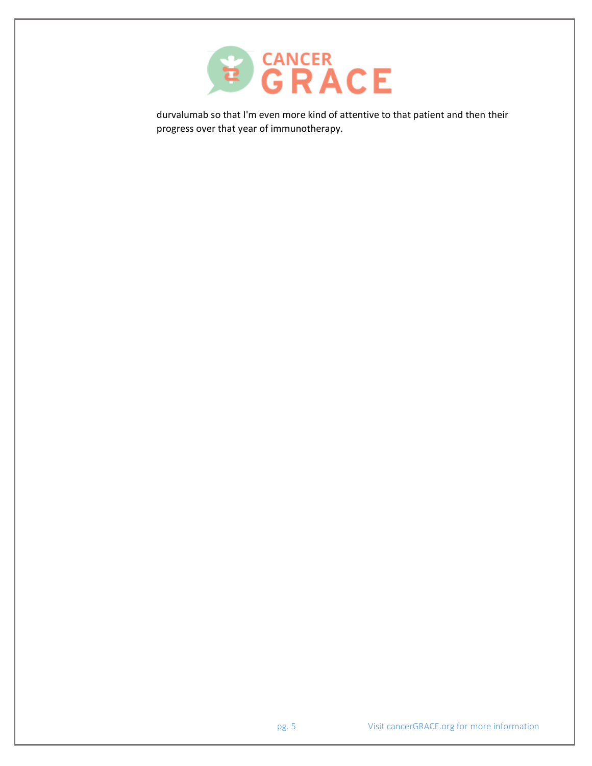durvalumab so that I'm even more kind of attentive to that patient and then their progress over that year of immunotherapy.